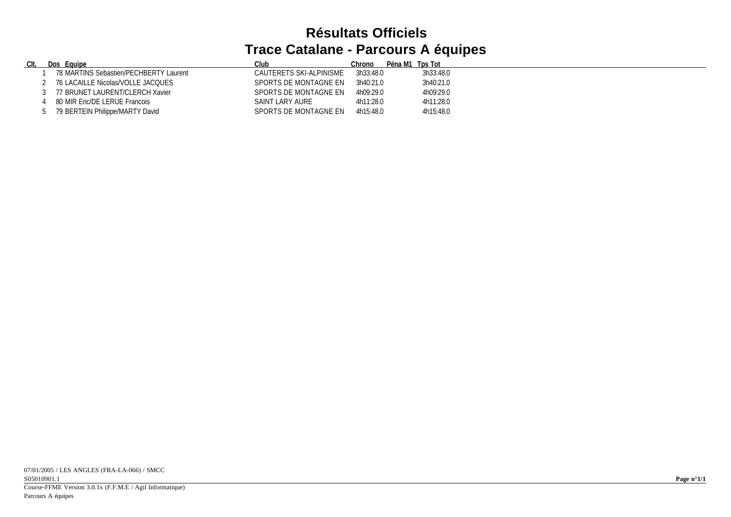# Résultats Officiels

## Trace Catalane - Parcours A équipes

| Clt. | Dos | Equipe | Club | Chrono | Péna M1 | Tps Tot |
|---|---|---|---|---|---|---|
| 1 | 78 | MARTINS Sebastien/PECHBERTY Laurent | CAUTERETS SKI-ALPINISME | 3h33:48.0 | | 3h33:48.0 |
| 2 | 76 | LACAILLE Nicolas/VOLLE JACQUES | SPORTS DE MONTAGNE EN | 3h40:21.0 | | 3h40:21.0 |
| 3 | 77 | BRUNET LAURENT/CLERCH Xavier | SPORTS DE MONTAGNE EN | 4h09:29.0 | | 4h09:29.0 |
| 4 | 80 | MIR Eric/DE LERUE Francois | SAINT LARY AURE | 4h11:28.0 | | 4h11:28.0 |
| 5 | 79 | BERTEIN Philippe/MARTY David | SPORTS DE MONTAGNE EN | 4h15:48.0 | | 4h15:48.0 |

07/01/2005 / LES ANGLES (FRA-LA-066) / SMCC
S05010901.1

Course-FFME Version 3.0.1x (F.F.M.E / Agil Informatique)
Parcours A équipes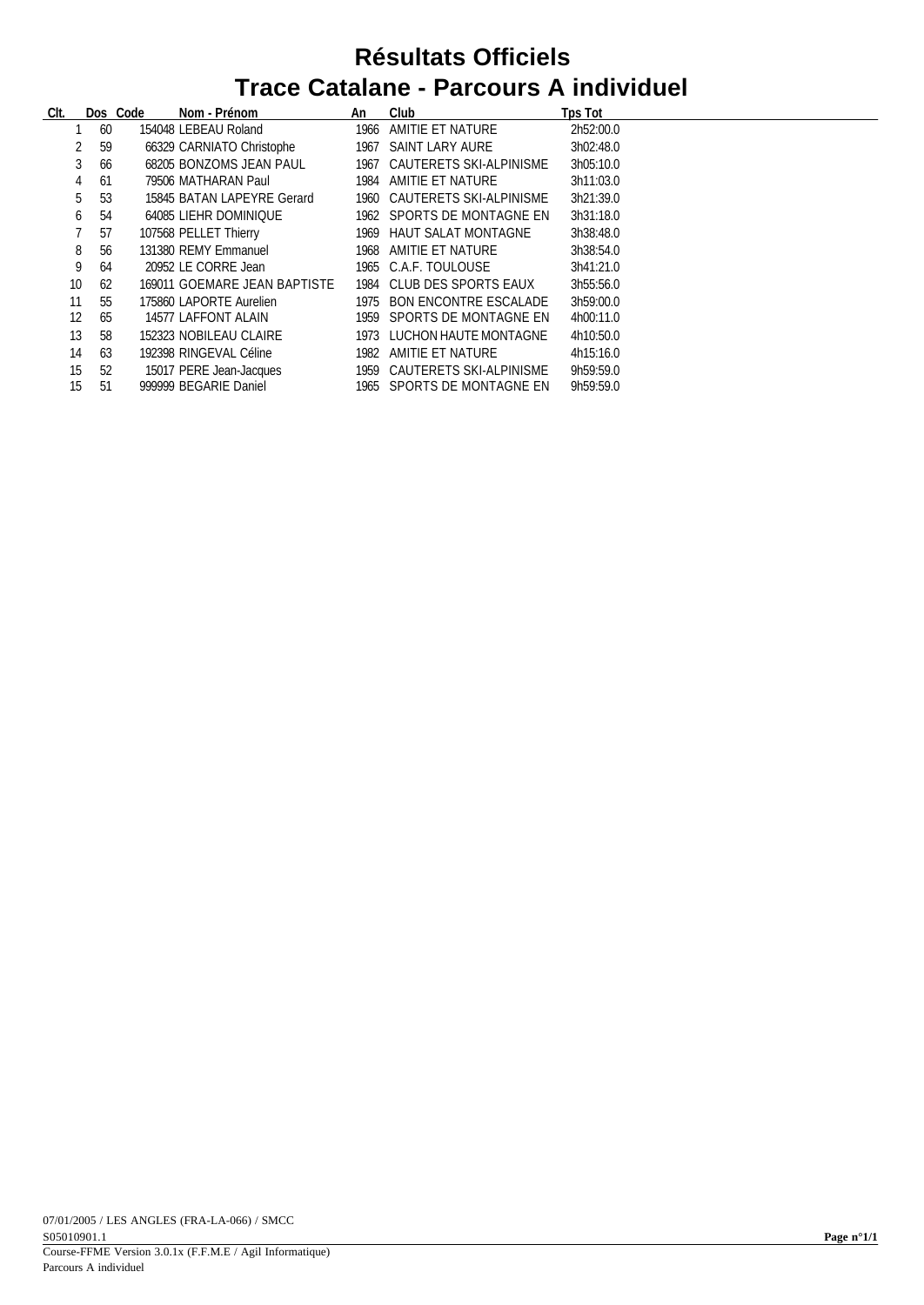# Résultats Officiels
# Trace Catalane - Parcours A individuel

| Clt. | Dos | Code | Nom - Prénom | An | Club | Tps Tot |
|---|---|---|---|---|---|---|
| 1 | 60 | 154048 | LEBEAU Roland | 1966 | AMITIE ET NATURE | 2h52:00.0 |
| 2 | 59 | 66329 | CARNIATO Christophe | 1967 | SAINT LARY AURE | 3h02:48.0 |
| 3 | 66 | 68205 | BONZOMS JEAN PAUL | 1967 | CAUTERETS SKI-ALPINISME | 3h05:10.0 |
| 4 | 61 | 79506 | MATHARAN Paul | 1984 | AMITIE ET NATURE | 3h11:03.0 |
| 5 | 53 | 15845 | BATAN LAPEYRE Gerard | 1960 | CAUTERETS SKI-ALPINISME | 3h21:39.0 |
| 6 | 54 | 64085 | LIEHR DOMINIQUE | 1962 | SPORTS DE MONTAGNE EN | 3h31:18.0 |
| 7 | 57 | 107568 | PELLET Thierry | 1969 | HAUT SALAT MONTAGNE | 3h38:48.0 |
| 8 | 56 | 131380 | REMY Emmanuel | 1968 | AMITIE ET NATURE | 3h38:54.0 |
| 9 | 64 | 20952 | LE CORRE Jean | 1965 | C.A.F. TOULOUSE | 3h41:21.0 |
| 10 | 62 | 169011 | GOEMARE JEAN BAPTISTE | 1984 | CLUB DES SPORTS EAUX | 3h55:56.0 |
| 11 | 55 | 175860 | LAPORTE Aurelien | 1975 | BON ENCONTRE ESCALADE | 3h59:00.0 |
| 12 | 65 | 14577 | LAFFONT ALAIN | 1959 | SPORTS DE MONTAGNE EN | 4h00:11.0 |
| 13 | 58 | 152323 | NOBILEAU CLAIRE | 1973 | LUCHON HAUTE MONTAGNE | 4h10:50.0 |
| 14 | 63 | 192398 | RINGEVAL Céline | 1982 | AMITIE ET NATURE | 4h15:16.0 |
| 15 | 52 | 15017 | PERE Jean-Jacques | 1959 | CAUTERETS SKI-ALPINISME | 9h59:59.0 |
| 15 | 51 | 999999 | BEGARIE Daniel | 1965 | SPORTS DE MONTAGNE EN | 9h59:59.0 |

07/01/2005 / LES ANGLES (FRA-LA-066) / SMCC
S05010901.1

Course-FFME Version 3.0.1x (F.F.M.E / Agil Informatique)
Parcours A individuel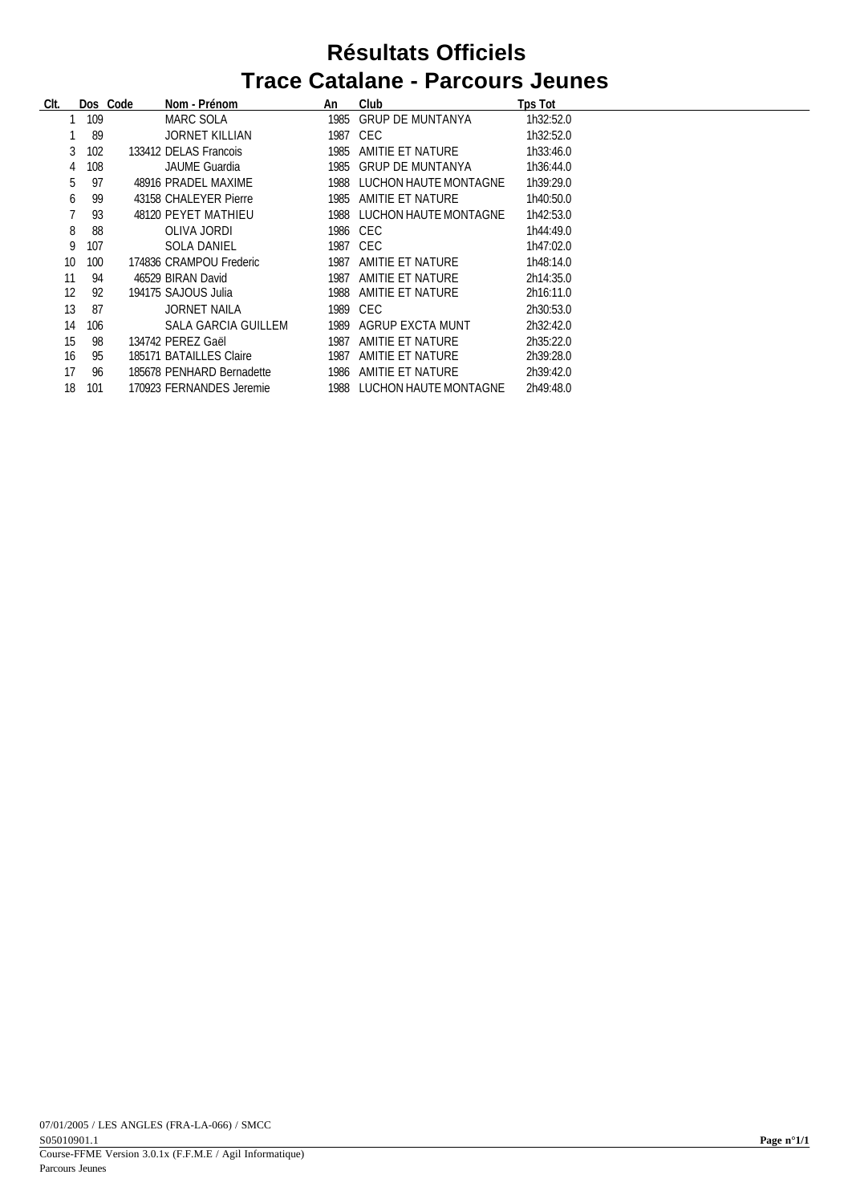# Résultats Officiels
# Trace Catalane - Parcours Jeunes

| Clt. | Dos | Code | Nom - Prénom | An | Club | Tps Tot |
|---|---|---|---|---|---|---|
| 1 | 109 | | MARC SOLA | 1985 | GRUP DE MUNTANYA | 1h32:52.0 |
| 1 | 89 | | JORNET KILLIAN | 1987 | CEC | 1h32:52.0 |
| 3 | 102 | 133412 | DELAS Francois | 1985 | AMITIE ET NATURE | 1h33:46.0 |
| 4 | 108 | | JAUME Guardia | 1985 | GRUP DE MUNTANYA | 1h36:44.0 |
| 5 | 97 | 48916 | PRADEL MAXIME | 1988 | LUCHON HAUTE MONTAGNE | 1h39:29.0 |
| 6 | 99 | 43158 | CHALEYER Pierre | 1985 | AMITIE ET NATURE | 1h40:50.0 |
| 7 | 93 | 48120 | PEYET MATHIEU | 1988 | LUCHON HAUTE MONTAGNE | 1h42:53.0 |
| 8 | 88 | | OLIVA JORDI | 1986 | CEC | 1h44:49.0 |
| 9 | 107 | | SOLA DANIEL | 1987 | CEC | 1h47:02.0 |
| 10 | 100 | 174836 | CRAMPOU Frederic | 1987 | AMITIE ET NATURE | 1h48:14.0 |
| 11 | 94 | 46529 | BIRAN David | 1987 | AMITIE ET NATURE | 2h14:35.0 |
| 12 | 92 | 194175 | SAJOUS Julia | 1988 | AMITIE ET NATURE | 2h16:11.0 |
| 13 | 87 | | JORNET NAILA | 1989 | CEC | 2h30:53.0 |
| 14 | 106 | | SALA GARCIA GUILLEM | 1989 | AGRUP EXCTA MUNT | 2h32:42.0 |
| 15 | 98 | 134742 | PEREZ Gaël | 1987 | AMITIE ET NATURE | 2h35:22.0 |
| 16 | 95 | 185171 | BATAILLES Claire | 1987 | AMITIE ET NATURE | 2h39:28.0 |
| 17 | 96 | 185678 | PENHARD Bernadette | 1986 | AMITIE ET NATURE | 2h39:42.0 |
| 18 | 101 | 170923 | FERNANDES Jeremie | 1988 | LUCHON HAUTE MONTAGNE | 2h49:48.0 |

07/01/2005 / LES ANGLES (FRA-LA-066) / SMCC
S05010901.1
Course-FFME Version 3.0.1x (F.F.M.E / Agil Informatique)
Parcours Jeunes